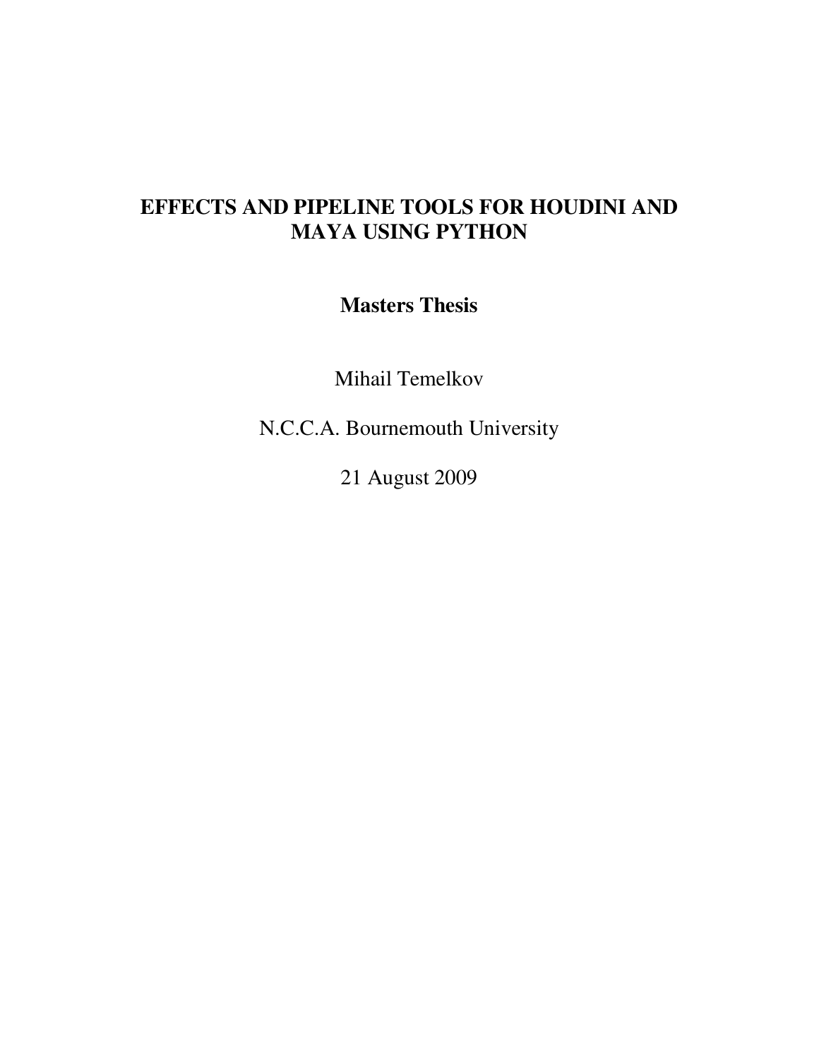# EFFECTS AND PIPELINE TOOLS FOR HOUDINI AND MAYA USING PYTHON

**Masters Thesis**

Mihail Temelkov

N.C.C.A. Bournemouth University

21 August 2009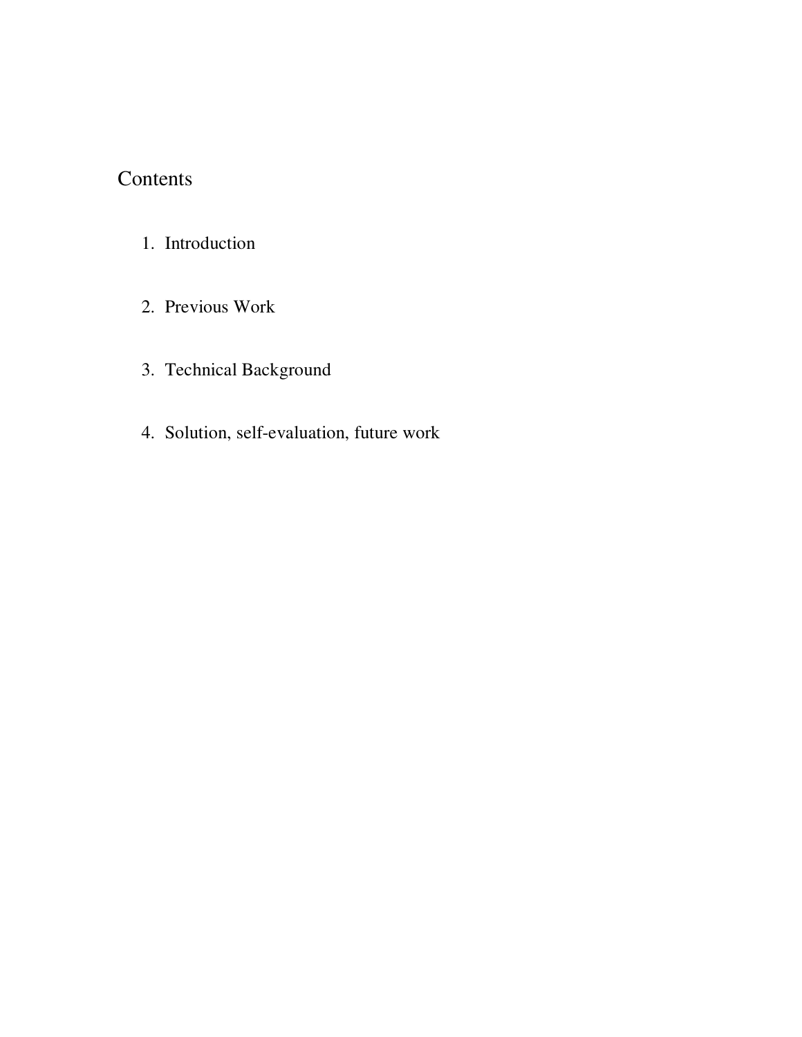# Contents

1. Introduction

2. Previous Work

3. Technical Background

4. Solution, self-evaluation, future work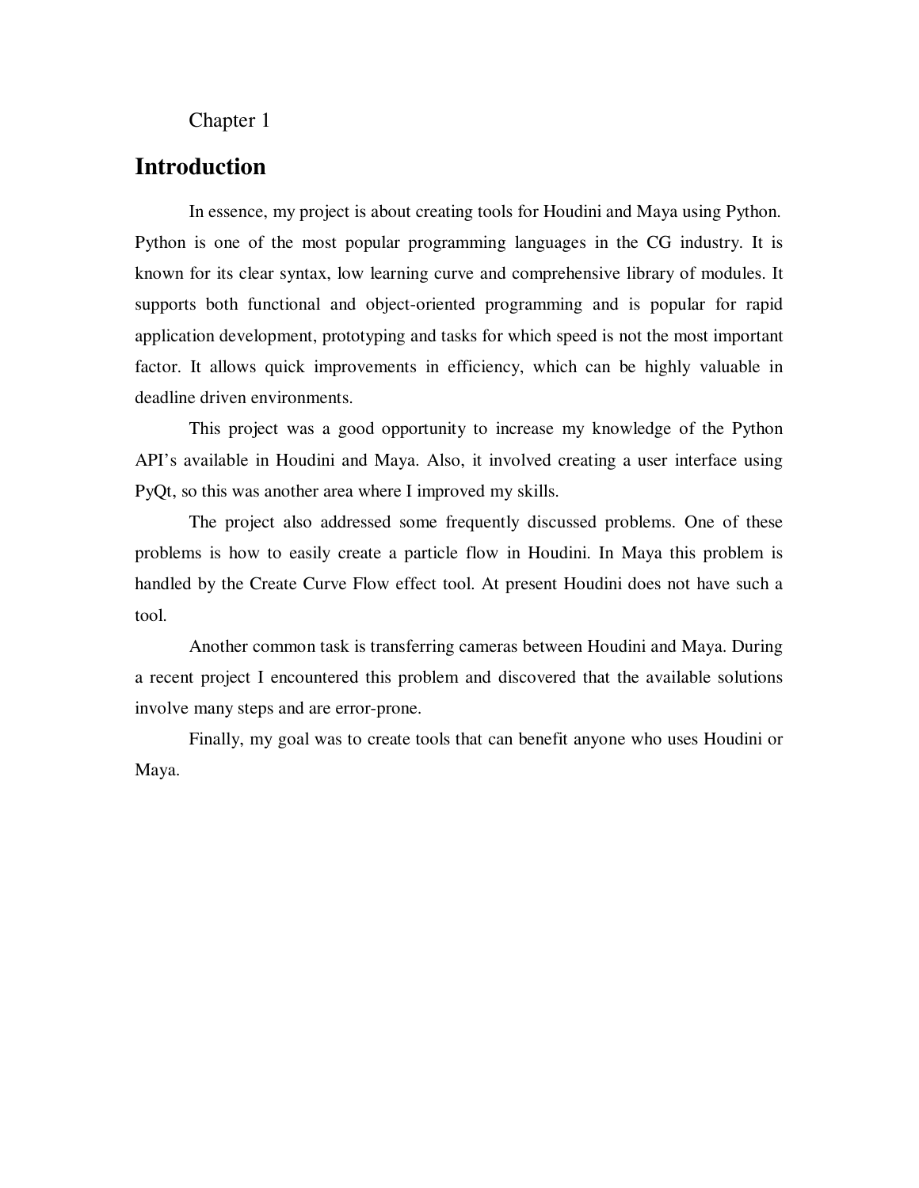Chapter 1

# Introduction

In essence, my project is about creating tools for Houdini and Maya using Python. Python is one of the most popular programming languages in the CG industry. It is known for its clear syntax, low learning curve and comprehensive library of modules. It supports both functional and object-oriented programming and is popular for rapid application development, prototyping and tasks for which speed is not the most important factor. It allows quick improvements in efficiency, which can be highly valuable in deadline driven environments.

This project was a good opportunity to increase my knowledge of the Python API's available in Houdini and Maya. Also, it involved creating a user interface using PyQt, so this was another area where I improved my skills.

The project also addressed some frequently discussed problems. One of these problems is how to easily create a particle flow in Houdini. In Maya this problem is handled by the Create Curve Flow effect tool. At present Houdini does not have such a tool.

Another common task is transferring cameras between Houdini and Maya. During a recent project I encountered this problem and discovered that the available solutions involve many steps and are error-prone.

Finally, my goal was to create tools that can benefit anyone who uses Houdini or Maya.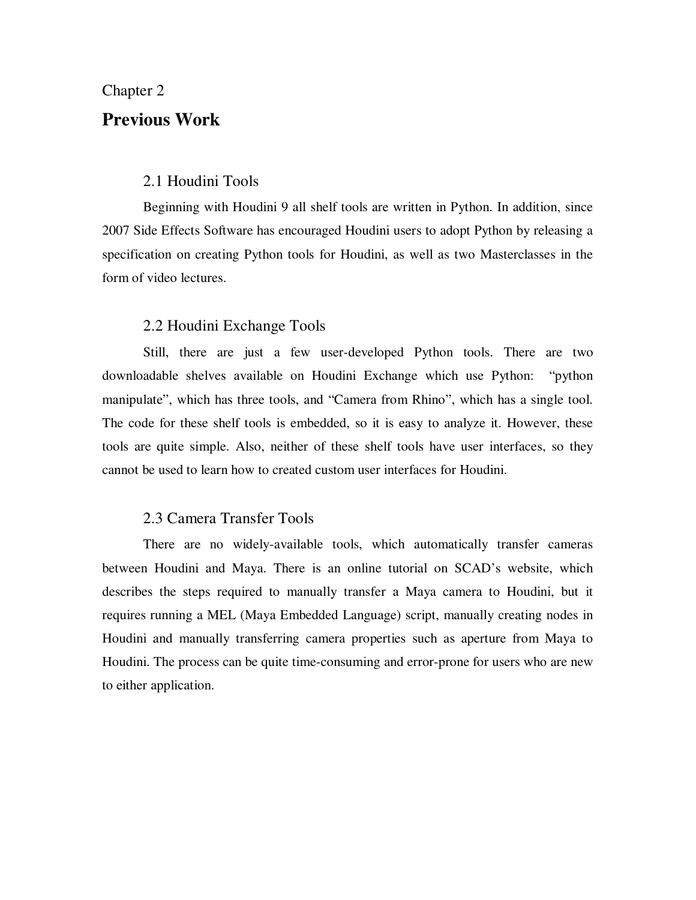Chapter 2

# Previous Work

## 2.1 Houdini Tools

Beginning with Houdini 9 all shelf tools are written in Python. In addition, since 2007 Side Effects Software has encouraged Houdini users to adopt Python by releasing a specification on creating Python tools for Houdini, as well as two Masterclasses in the form of video lectures.

## 2.2 Houdini Exchange Tools

Still, there are just a few user-developed Python tools. There are two downloadable shelves available on Houdini Exchange which use Python: "python manipulate", which has three tools, and "Camera from Rhino", which has a single tool. The code for these shelf tools is embedded, so it is easy to analyze it. However, these tools are quite simple. Also, neither of these shelf tools have user interfaces, so they cannot be used to learn how to created custom user interfaces for Houdini.

## 2.3 Camera Transfer Tools

There are no widely-available tools, which automatically transfer cameras between Houdini and Maya. There is an online tutorial on SCAD's website, which describes the steps required to manually transfer a Maya camera to Houdini, but it requires running a MEL (Maya Embedded Language) script, manually creating nodes in Houdini and manually transferring camera properties such as aperture from Maya to Houdini. The process can be quite time-consuming and error-prone for users who are new to either application.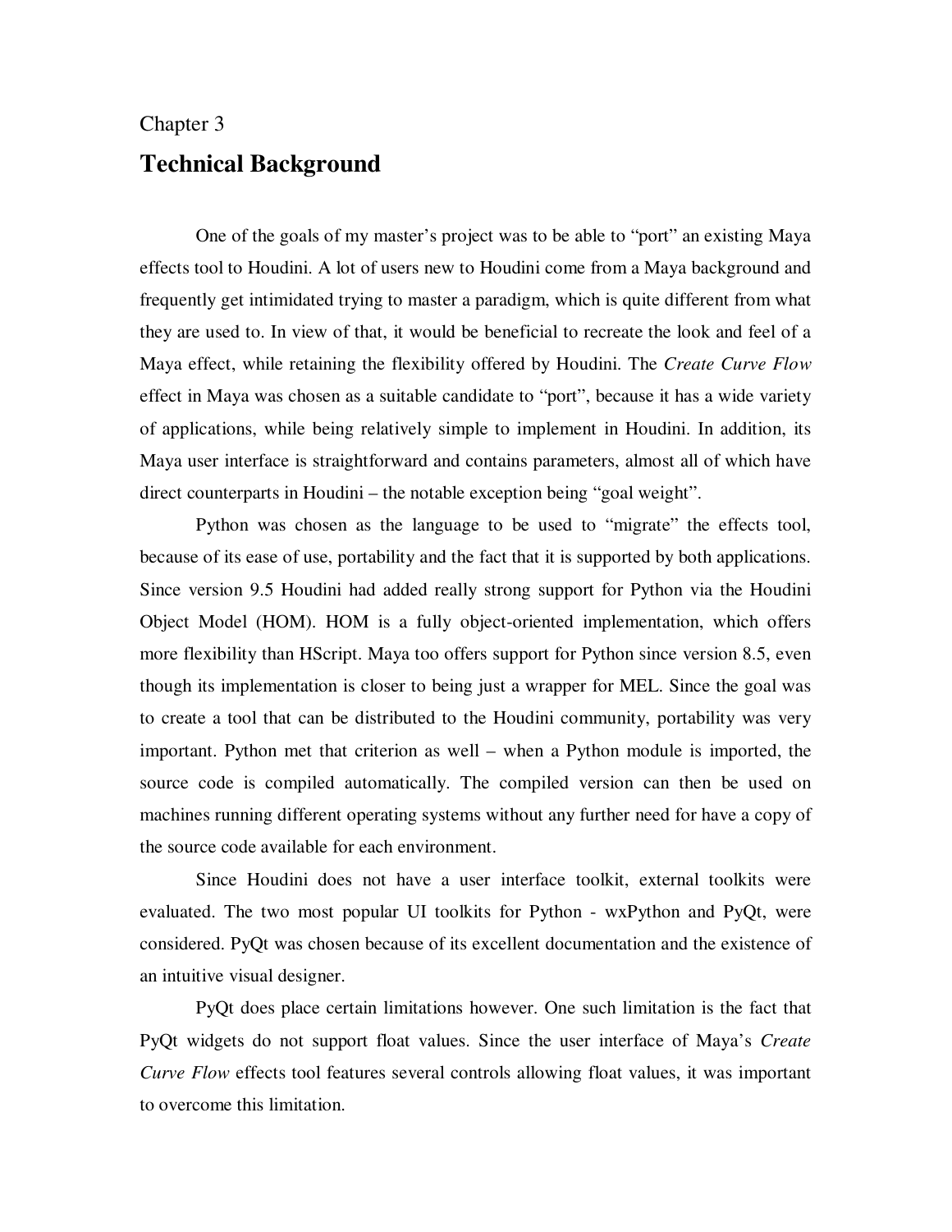Chapter 3

# Technical Background

One of the goals of my master's project was to be able to "port" an existing Maya effects tool to Houdini. A lot of users new to Houdini come from a Maya background and frequently get intimidated trying to master a paradigm, which is quite different from what they are used to. In view of that, it would be beneficial to recreate the look and feel of a Maya effect, while retaining the flexibility offered by Houdini. The *Create Curve Flow* effect in Maya was chosen as a suitable candidate to "port", because it has a wide variety of applications, while being relatively simple to implement in Houdini. In addition, its Maya user interface is straightforward and contains parameters, almost all of which have direct counterparts in Houdini – the notable exception being "goal weight".

Python was chosen as the language to be used to "migrate" the effects tool, because of its ease of use, portability and the fact that it is supported by both applications. Since version 9.5 Houdini had added really strong support for Python via the Houdini Object Model (HOM). HOM is a fully object-oriented implementation, which offers more flexibility than HScript. Maya too offers support for Python since version 8.5, even though its implementation is closer to being just a wrapper for MEL. Since the goal was to create a tool that can be distributed to the Houdini community, portability was very important. Python met that criterion as well – when a Python module is imported, the source code is compiled automatically. The compiled version can then be used on machines running different operating systems without any further need for have a copy of the source code available for each environment.

Since Houdini does not have a user interface toolkit, external toolkits were evaluated. The two most popular UI toolkits for Python - wxPython and PyQt, were considered. PyQt was chosen because of its excellent documentation and the existence of an intuitive visual designer.

PyQt does place certain limitations however. One such limitation is the fact that PyQt widgets do not support float values. Since the user interface of Maya's *Create Curve Flow* effects tool features several controls allowing float values, it was important to overcome this limitation.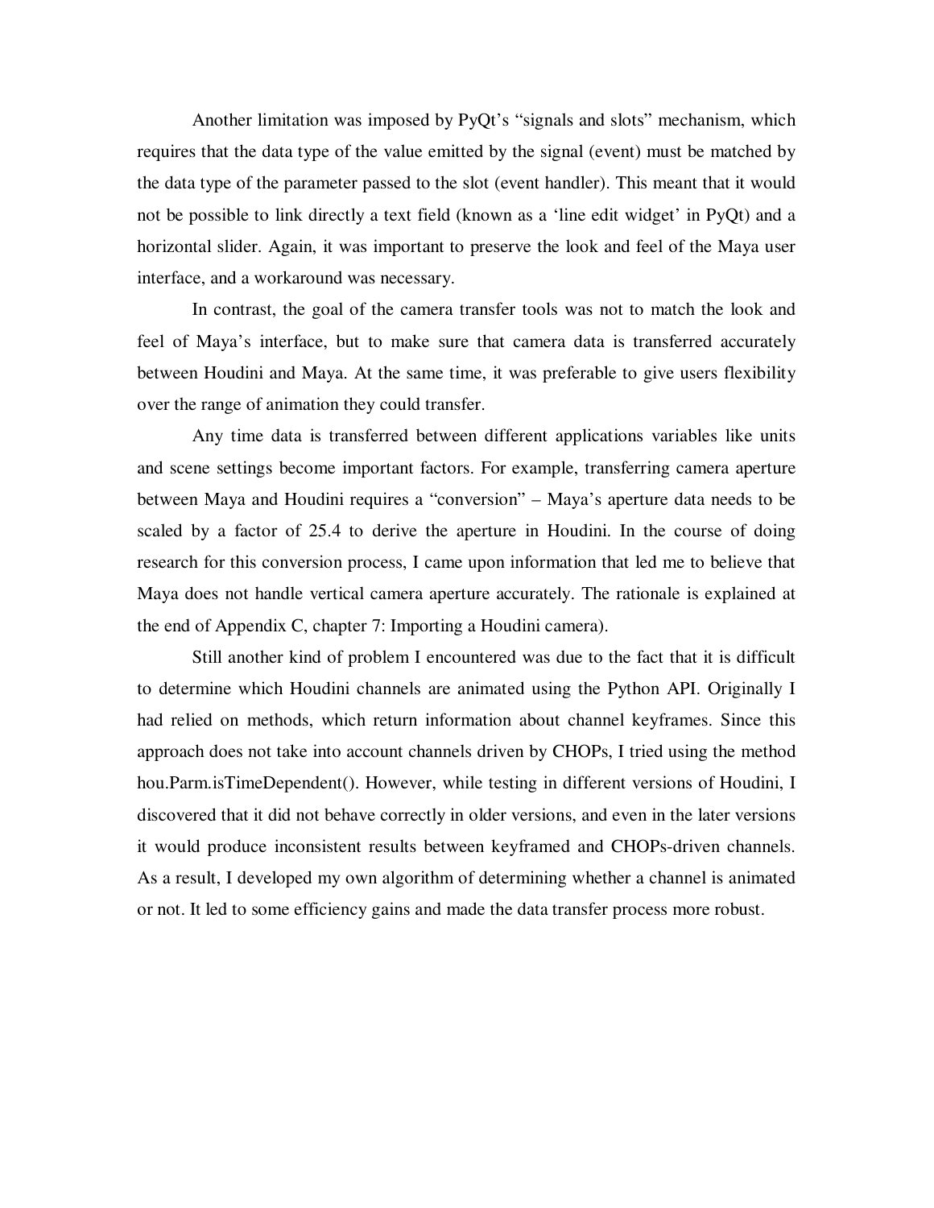Another limitation was imposed by PyQt's "signals and slots" mechanism, which requires that the data type of the value emitted by the signal (event) must be matched by the data type of the parameter passed to the slot (event handler). This meant that it would not be possible to link directly a text field (known as a 'line edit widget' in PyQt) and a horizontal slider. Again, it was important to preserve the look and feel of the Maya user interface, and a workaround was necessary.

In contrast, the goal of the camera transfer tools was not to match the look and feel of Maya's interface, but to make sure that camera data is transferred accurately between Houdini and Maya. At the same time, it was preferable to give users flexibility over the range of animation they could transfer.

Any time data is transferred between different applications variables like units and scene settings become important factors. For example, transferring camera aperture between Maya and Houdini requires a "conversion" – Maya's aperture data needs to be scaled by a factor of 25.4 to derive the aperture in Houdini. In the course of doing research for this conversion process, I came upon information that led me to believe that Maya does not handle vertical camera aperture accurately. The rationale is explained at the end of Appendix C, chapter 7: Importing a Houdini camera).

Still another kind of problem I encountered was due to the fact that it is difficult to determine which Houdini channels are animated using the Python API. Originally I had relied on methods, which return information about channel keyframes. Since this approach does not take into account channels driven by CHOPs, I tried using the method hou.Parm.isTimeDependent(). However, while testing in different versions of Houdini, I discovered that it did not behave correctly in older versions, and even in the later versions it would produce inconsistent results between keyframed and CHOPs-driven channels. As a result, I developed my own algorithm of determining whether a channel is animated or not. It led to some efficiency gains and made the data transfer process more robust.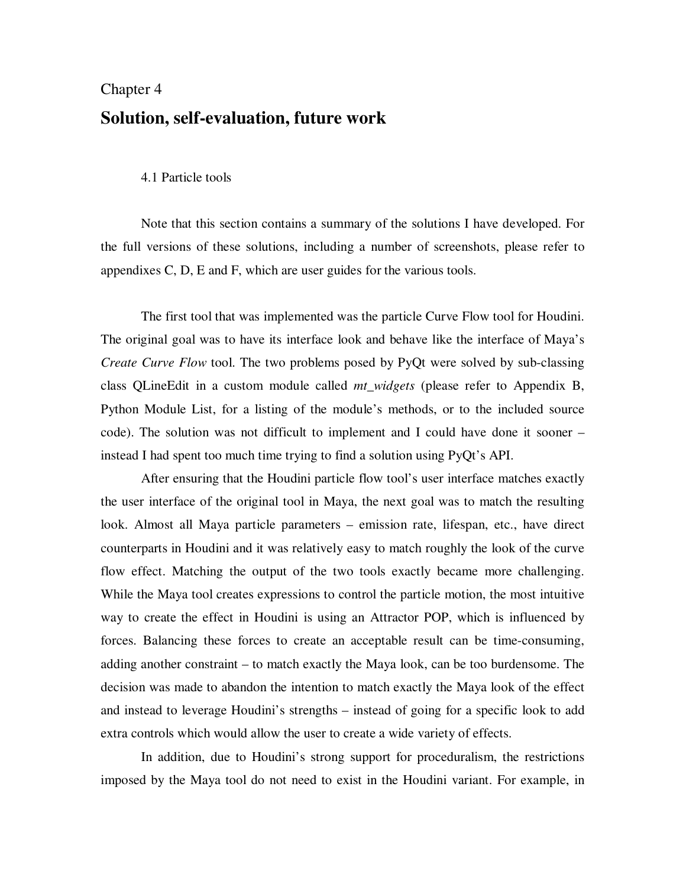Chapter 4

# Solution, self-evaluation, future work

## 4.1 Particle tools

Note that this section contains a summary of the solutions I have developed. For the full versions of these solutions, including a number of screenshots, please refer to appendixes C, D, E and F, which are user guides for the various tools.

The first tool that was implemented was the particle Curve Flow tool for Houdini. The original goal was to have its interface look and behave like the interface of Maya's *Create Curve Flow* tool. The two problems posed by PyQt were solved by sub-classing class QLineEdit in a custom module called *mt_widgets* (please refer to Appendix B, Python Module List, for a listing of the module's methods, or to the included source code). The solution was not difficult to implement and I could have done it sooner – instead I had spent too much time trying to find a solution using PyQt's API.

After ensuring that the Houdini particle flow tool's user interface matches exactly the user interface of the original tool in Maya, the next goal was to match the resulting look. Almost all Maya particle parameters – emission rate, lifespan, etc., have direct counterparts in Houdini and it was relatively easy to match roughly the look of the curve flow effect. Matching the output of the two tools exactly became more challenging. While the Maya tool creates expressions to control the particle motion, the most intuitive way to create the effect in Houdini is using an Attractor POP, which is influenced by forces. Balancing these forces to create an acceptable result can be time-consuming, adding another constraint – to match exactly the Maya look, can be too burdensome. The decision was made to abandon the intention to match exactly the Maya look of the effect and instead to leverage Houdini's strengths – instead of going for a specific look to add extra controls which would allow the user to create a wide variety of effects.

In addition, due to Houdini's strong support for proceduralism, the restrictions imposed by the Maya tool do not need to exist in the Houdini variant. For example, in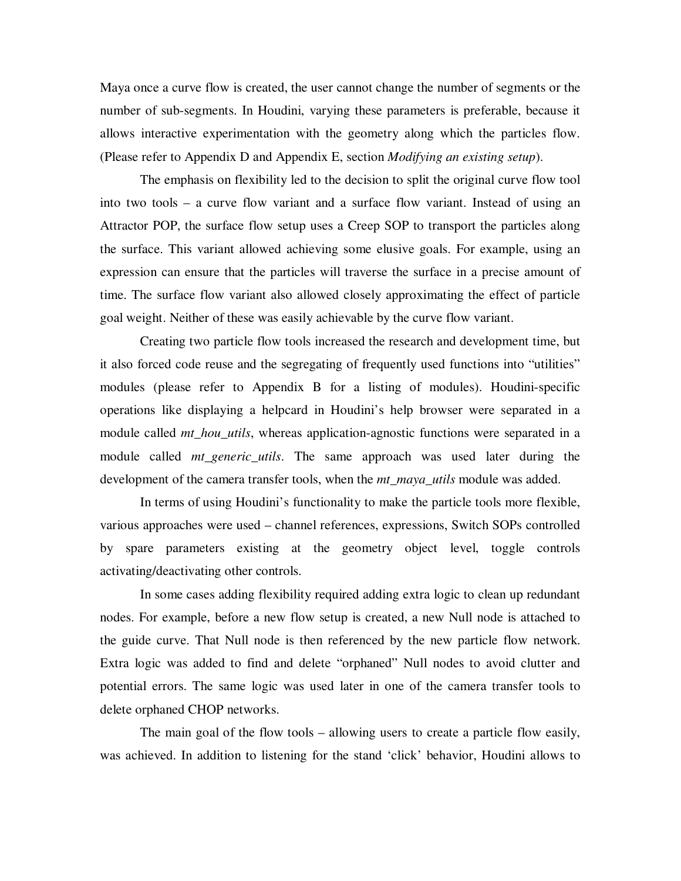Maya once a curve flow is created, the user cannot change the number of segments or the number of sub-segments. In Houdini, varying these parameters is preferable, because it allows interactive experimentation with the geometry along which the particles flow. (Please refer to Appendix D and Appendix E, section *Modifying an existing setup*).

The emphasis on flexibility led to the decision to split the original curve flow tool into two tools – a curve flow variant and a surface flow variant. Instead of using an Attractor POP, the surface flow setup uses a Creep SOP to transport the particles along the surface. This variant allowed achieving some elusive goals. For example, using an expression can ensure that the particles will traverse the surface in a precise amount of time. The surface flow variant also allowed closely approximating the effect of particle goal weight. Neither of these was easily achievable by the curve flow variant.

Creating two particle flow tools increased the research and development time, but it also forced code reuse and the segregating of frequently used functions into "utilities" modules (please refer to Appendix B for a listing of modules). Houdini-specific operations like displaying a helpcard in Houdini's help browser were separated in a module called *mt_hou_utils*, whereas application-agnostic functions were separated in a module called *mt_generic_utils*. The same approach was used later during the development of the camera transfer tools, when the *mt_maya_utils* module was added.

In terms of using Houdini's functionality to make the particle tools more flexible, various approaches were used – channel references, expressions, Switch SOPs controlled by spare parameters existing at the geometry object level, toggle controls activating/deactivating other controls.

In some cases adding flexibility required adding extra logic to clean up redundant nodes. For example, before a new flow setup is created, a new Null node is attached to the guide curve. That Null node is then referenced by the new particle flow network. Extra logic was added to find and delete "orphaned" Null nodes to avoid clutter and potential errors. The same logic was used later in one of the camera transfer tools to delete orphaned CHOP networks.

The main goal of the flow tools – allowing users to create a particle flow easily, was achieved. In addition to listening for the stand 'click' behavior, Houdini allows to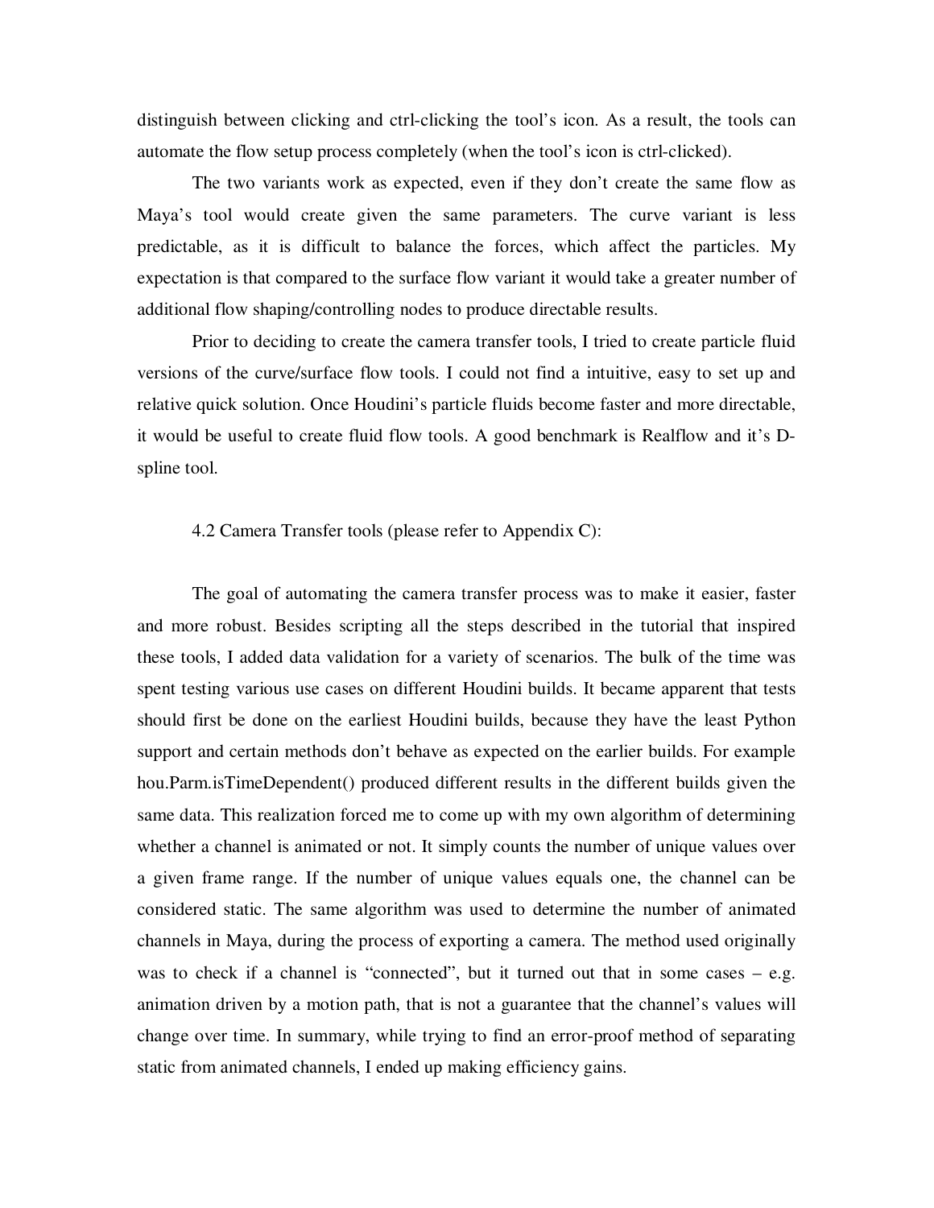distinguish between clicking and ctrl-clicking the tool's icon. As a result, the tools can automate the flow setup process completely (when the tool's icon is ctrl-clicked).

The two variants work as expected, even if they don't create the same flow as Maya's tool would create given the same parameters. The curve variant is less predictable, as it is difficult to balance the forces, which affect the particles. My expectation is that compared to the surface flow variant it would take a greater number of additional flow shaping/controlling nodes to produce directable results.

Prior to deciding to create the camera transfer tools, I tried to create particle fluid versions of the curve/surface flow tools. I could not find a intuitive, easy to set up and relative quick solution. Once Houdini's particle fluids become faster and more directable, it would be useful to create fluid flow tools. A good benchmark is Realflow and it's D-spline tool.

### 4.2 Camera Transfer tools (please refer to Appendix C):

The goal of automating the camera transfer process was to make it easier, faster and more robust. Besides scripting all the steps described in the tutorial that inspired these tools, I added data validation for a variety of scenarios. The bulk of the time was spent testing various use cases on different Houdini builds. It became apparent that tests should first be done on the earliest Houdini builds, because they have the least Python support and certain methods don't behave as expected on the earlier builds. For example hou.Parm.isTimeDependent() produced different results in the different builds given the same data. This realization forced me to come up with my own algorithm of determining whether a channel is animated or not. It simply counts the number of unique values over a given frame range. If the number of unique values equals one, the channel can be considered static. The same algorithm was used to determine the number of animated channels in Maya, during the process of exporting a camera. The method used originally was to check if a channel is "connected", but it turned out that in some cases – e.g. animation driven by a motion path, that is not a guarantee that the channel's values will change over time. In summary, while trying to find an error-proof method of separating static from animated channels, I ended up making efficiency gains.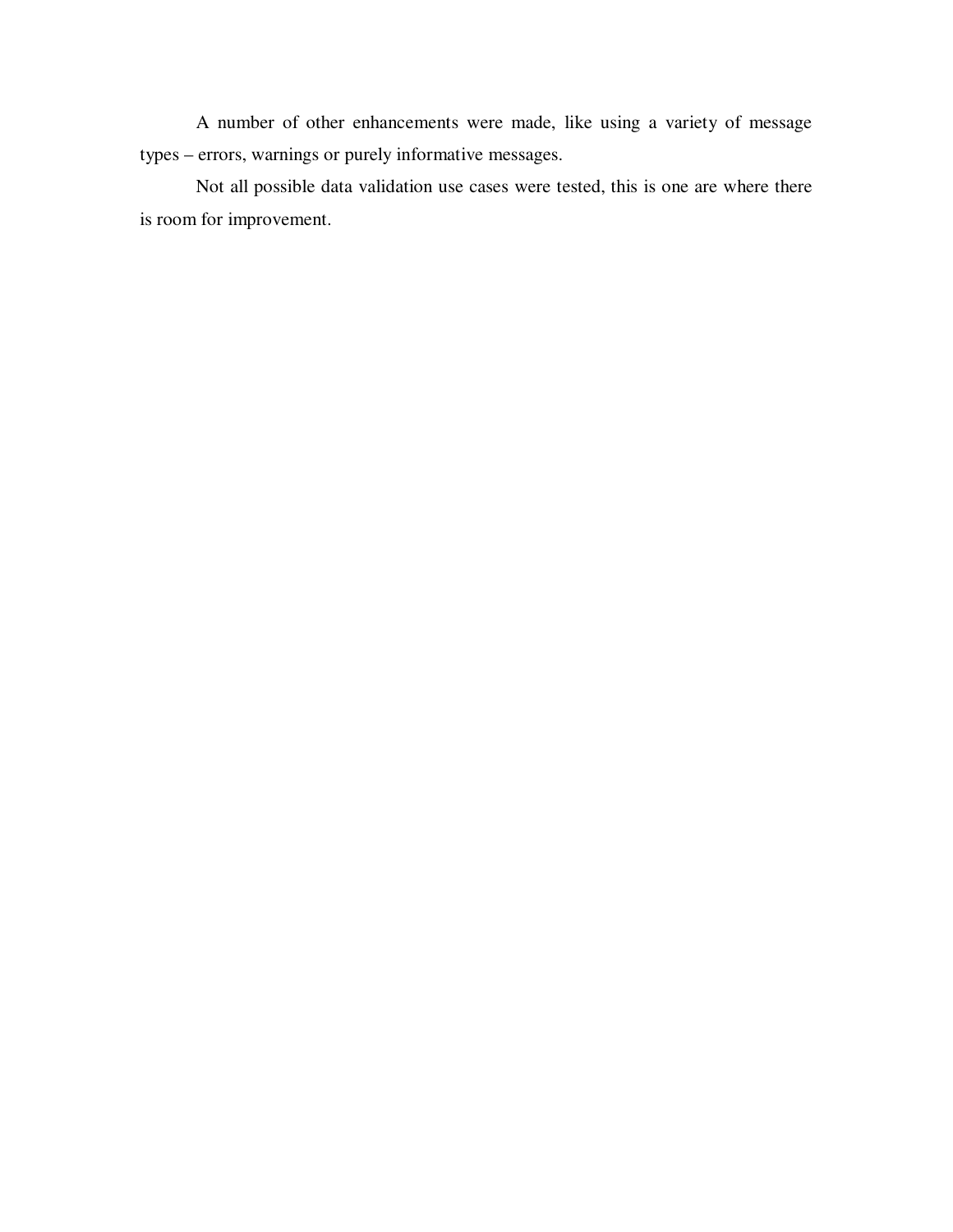A number of other enhancements were made, like using a variety of message types – errors, warnings or purely informative messages.

Not all possible data validation use cases were tested, this is one are where there is room for improvement.